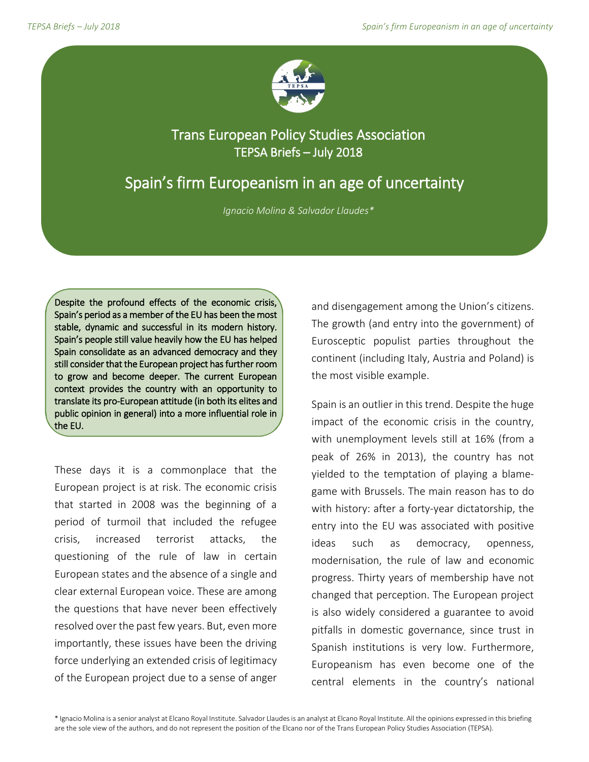Trans European Policy Studies Association
TEPSA Briefs – July 2018

# Spain's firm Europeanism in an age of uncertainty

*Ignacio Molina & Salvador Llaudes**

**Despite the profound effects of the economic crisis, Spain's period as a member of the EU has been the most stable, dynamic and successful in its modern history. Spain's people still value heavily how the EU has helped Spain consolidate as an advanced democracy and they still consider that the European project has further room to grow and become deeper. The current European context provides the country with an opportunity to translate its pro-European attitude (in both its elites and public opinion in general) into a more influential role in the EU.**

These days it is a commonplace that the European project is at risk. The economic crisis that started in 2008 was the beginning of a period of turmoil that included the refugee crisis, increased terrorist attacks, the questioning of the rule of law in certain European states and the absence of a single and clear external European voice. These are among the questions that have never been effectively resolved over the past few years. But, even more importantly, these issues have been the driving force underlying an extended crisis of legitimacy of the European project due to a sense of anger and disengagement among the Union's citizens. The growth (and entry into the government) of Eurosceptic populist parties throughout the continent (including Italy, Austria and Poland) is the most visible example.

Spain is an outlier in this trend. Despite the huge impact of the economic crisis in the country, with unemployment levels still at 16% (from a peak of 26% in 2013), the country has not yielded to the temptation of playing a blame-game with Brussels. The main reason has to do with history: after a forty-year dictatorship, the entry into the EU was associated with positive ideas such as democracy, openness, modernisation, the rule of law and economic progress. Thirty years of membership have not changed that perception. The European project is also widely considered a guarantee to avoid pitfalls in domestic governance, since trust in Spanish institutions is very low. Furthermore, Europeanism has even become one of the central elements in the country's national

\* Ignacio Molina is a senior analyst at Elcano Royal Institute. Salvador Llaudes is an analyst at Elcano Royal Institute. All the opinions expressed in this briefing are the sole view of the authors, and do not represent the position of the Elcano nor of the Trans European Policy Studies Association (TEPSA).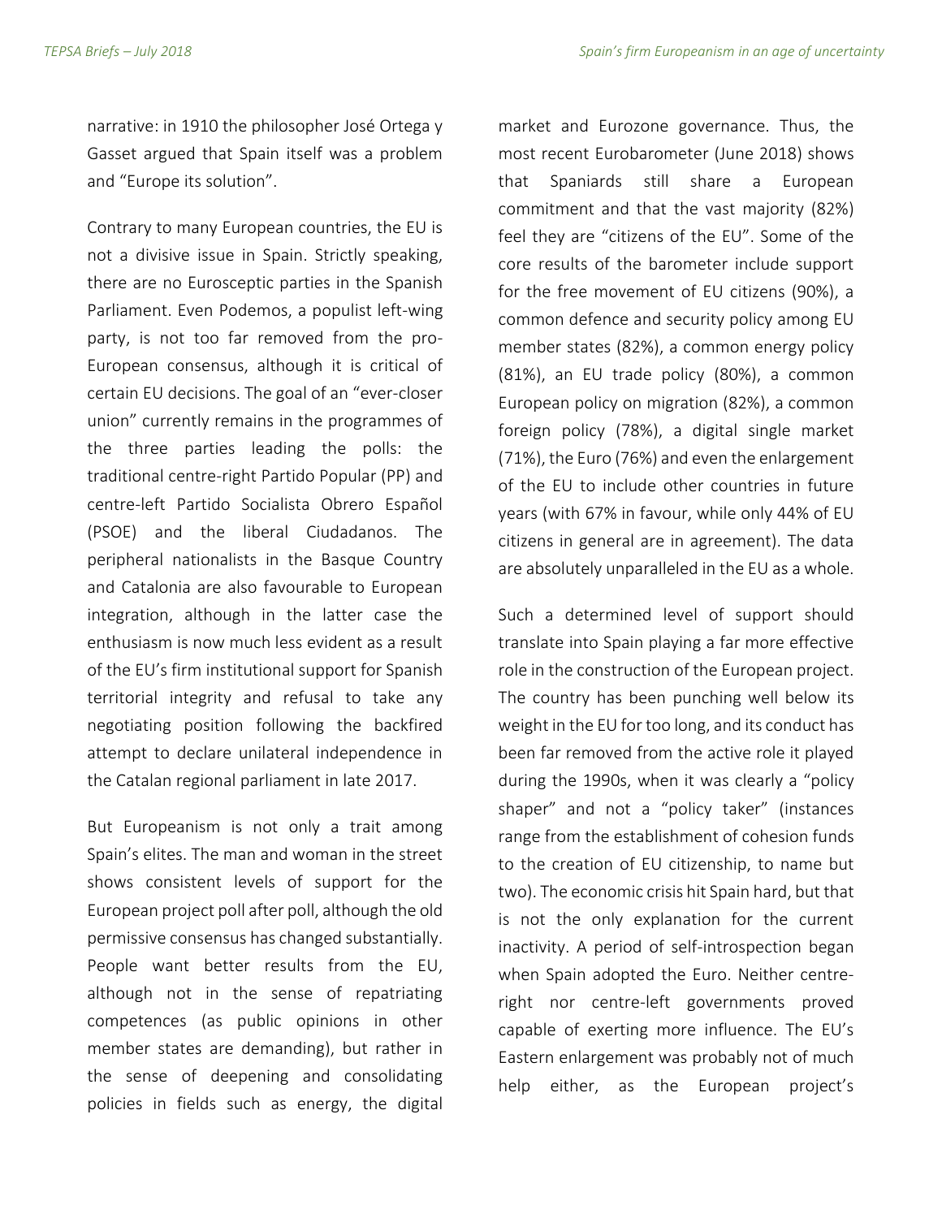narrative: in 1910 the philosopher José Ortega y Gasset argued that Spain itself was a problem and "Europe its solution".

Contrary to many European countries, the EU is not a divisive issue in Spain. Strictly speaking, there are no Eurosceptic parties in the Spanish Parliament. Even Podemos, a populist left-wing party, is not too far removed from the pro-European consensus, although it is critical of certain EU decisions. The goal of an "ever-closer union" currently remains in the programmes of the three parties leading the polls: the traditional centre-right Partido Popular (PP) and centre-left Partido Socialista Obrero Español (PSOE) and the liberal Ciudadanos. The peripheral nationalists in the Basque Country and Catalonia are also favourable to European integration, although in the latter case the enthusiasm is now much less evident as a result of the EU's firm institutional support for Spanish territorial integrity and refusal to take any negotiating position following the backfired attempt to declare unilateral independence in the Catalan regional parliament in late 2017.

But Europeanism is not only a trait among Spain's elites. The man and woman in the street shows consistent levels of support for the European project poll after poll, although the old permissive consensus has changed substantially. People want better results from the EU, although not in the sense of repatriating competences (as public opinions in other member states are demanding), but rather in the sense of deepening and consolidating policies in fields such as energy, the digital market and Eurozone governance. Thus, the most recent Eurobarometer (June 2018) shows that Spaniards still share a European commitment and that the vast majority (82%) feel they are "citizens of the EU". Some of the core results of the barometer include support for the free movement of EU citizens (90%), a common defence and security policy among EU member states (82%), a common energy policy (81%), an EU trade policy (80%), a common European policy on migration (82%), a common foreign policy (78%), a digital single market (71%), the Euro (76%) and even the enlargement of the EU to include other countries in future years (with 67% in favour, while only 44% of EU citizens in general are in agreement). The data are absolutely unparalleled in the EU as a whole.

Such a determined level of support should translate into Spain playing a far more effective role in the construction of the European project. The country has been punching well below its weight in the EU for too long, and its conduct has been far removed from the active role it played during the 1990s, when it was clearly a "policy shaper" and not a "policy taker" (instances range from the establishment of cohesion funds to the creation of EU citizenship, to name but two). The economic crisis hit Spain hard, but that is not the only explanation for the current inactivity. A period of self-introspection began when Spain adopted the Euro. Neither centre-right nor centre-left governments proved capable of exerting more influence. The EU's Eastern enlargement was probably not of much help either, as the European project's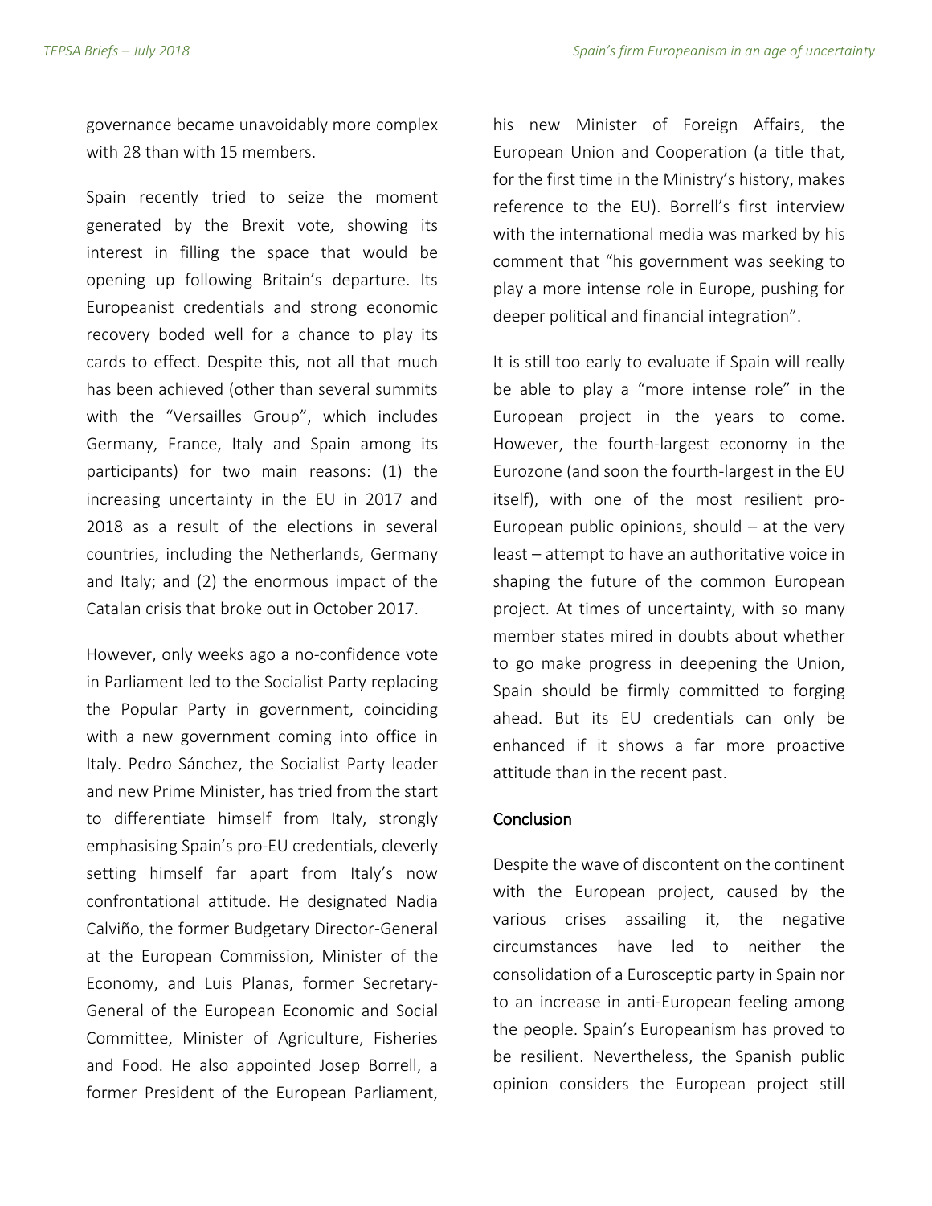governance became unavoidably more complex with 28 than with 15 members.

Spain recently tried to seize the moment generated by the Brexit vote, showing its interest in filling the space that would be opening up following Britain's departure. Its Europeanist credentials and strong economic recovery boded well for a chance to play its cards to effect. Despite this, not all that much has been achieved (other than several summits with the "Versailles Group", which includes Germany, France, Italy and Spain among its participants) for two main reasons: (1) the increasing uncertainty in the EU in 2017 and 2018 as a result of the elections in several countries, including the Netherlands, Germany and Italy; and (2) the enormous impact of the Catalan crisis that broke out in October 2017.

However, only weeks ago a no-confidence vote in Parliament led to the Socialist Party replacing the Popular Party in government, coinciding with a new government coming into office in Italy. Pedro Sánchez, the Socialist Party leader and new Prime Minister, has tried from the start to differentiate himself from Italy, strongly emphasising Spain's pro-EU credentials, cleverly setting himself far apart from Italy's now confrontational attitude. He designated Nadia Calviño, the former Budgetary Director-General at the European Commission, Minister of the Economy, and Luis Planas, former Secretary-General of the European Economic and Social Committee, Minister of Agriculture, Fisheries and Food. He also appointed Josep Borrell, a former President of the European Parliament, his new Minister of Foreign Affairs, the European Union and Cooperation (a title that, for the first time in the Ministry's history, makes reference to the EU). Borrell's first interview with the international media was marked by his comment that "his government was seeking to play a more intense role in Europe, pushing for deeper political and financial integration".

It is still too early to evaluate if Spain will really be able to play a "more intense role" in the European project in the years to come. However, the fourth-largest economy in the Eurozone (and soon the fourth-largest in the EU itself), with one of the most resilient pro-European public opinions, should – at the very least – attempt to have an authoritative voice in shaping the future of the common European project. At times of uncertainty, with so many member states mired in doubts about whether to go make progress in deepening the Union, Spain should be firmly committed to forging ahead. But its EU credentials can only be enhanced if it shows a far more proactive attitude than in the recent past.

## Conclusion

Despite the wave of discontent on the continent with the European project, caused by the various crises assailing it, the negative circumstances have led to neither the consolidation of a Eurosceptic party in Spain nor to an increase in anti-European feeling among the people. Spain's Europeanism has proved to be resilient. Nevertheless, the Spanish public opinion considers the European project still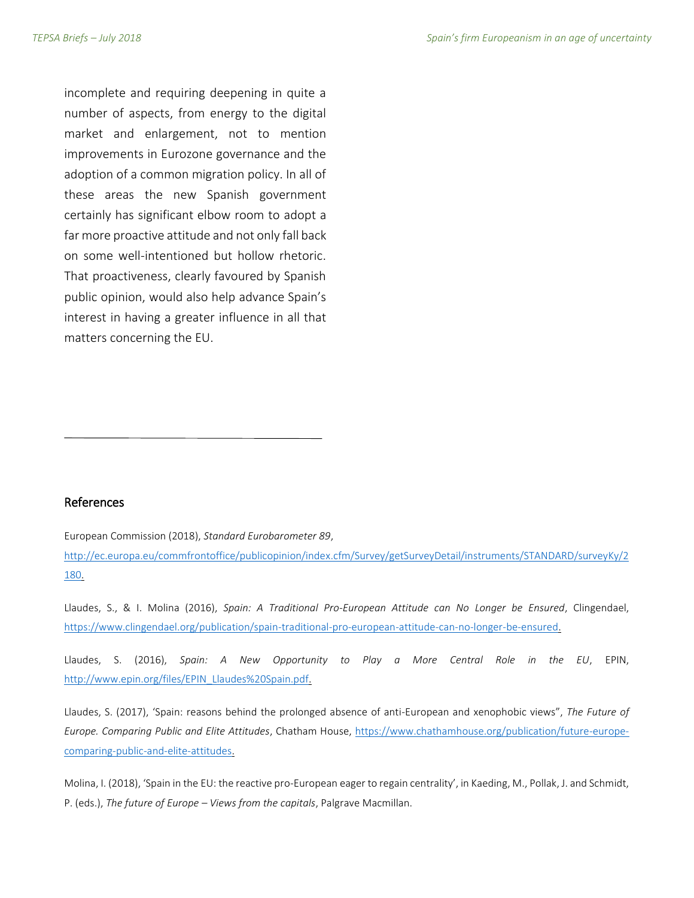incomplete and requiring deepening in quite a number of aspects, from energy to the digital market and enlargement, not to mention improvements in Eurozone governance and the adoption of a common migration policy. In all of these areas the new Spanish government certainly has significant elbow room to adopt a far more proactive attitude and not only fall back on some well-intentioned but hollow rhetoric. That proactiveness, clearly favoured by Spanish public opinion, would also help advance Spain's interest in having a greater influence in all that matters concerning the EU.

---

## References

European Commission (2018), *Standard Eurobarometer 89*, http://ec.europa.eu/commfrontoffice/publicopinion/index.cfm/Survey/getSurveyDetail/instruments/STANDARD/surveyKy/2180.

Llaudes, S., & I. Molina (2016), *Spain: A Traditional Pro-European Attitude can No Longer be Ensured*, Clingendael, https://www.clingendael.org/publication/spain-traditional-pro-european-attitude-can-no-longer-be-ensured.

Llaudes, S. (2016), *Spain: A New Opportunity to Play a More Central Role in the EU*, EPIN, http://www.epin.org/files/EPIN_Llaudes%20Spain.pdf.

Llaudes, S. (2017), 'Spain: reasons behind the prolonged absence of anti-European and xenophobic views", *The Future of Europe. Comparing Public and Elite Attitudes*, Chatham House, https://www.chathamhouse.org/publication/future-europe-comparing-public-and-elite-attitudes.

Molina, I. (2018), 'Spain in the EU: the reactive pro-European eager to regain centrality', in Kaeding, M., Pollak, J. and Schmidt, P. (eds.), *The future of Europe – Views from the capitals*, Palgrave Macmillan.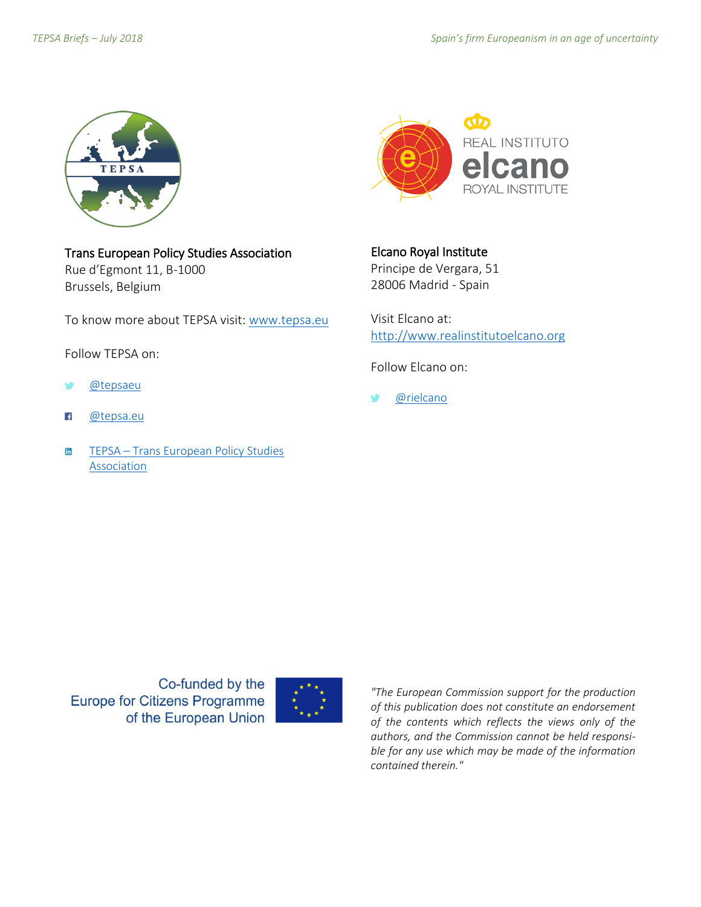**Trans European Policy Studies Association**
Rue d'Egmont 11, B-1000
Brussels, Belgium

To know more about TEPSA visit: www.tepsa.eu

Follow TEPSA on:

- @tepsaeu
- @tepsa.eu
- TEPSA – Trans European Policy Studies Association

**Elcano Royal Institute**
Principe de Vergara, 51
28006 Madrid - Spain

Visit Elcano at:
http://www.realinstitutoelcano.org

Follow Elcano on:

- @rielcano

Co-funded by the
Europe for Citizens Programme
of the European Union

*"The European Commission support for the production of this publication does not constitute an endorsement of the contents which reflects the views only of the authors, and the Commission cannot be held responsible for any use which may be made of the information contained therein."*